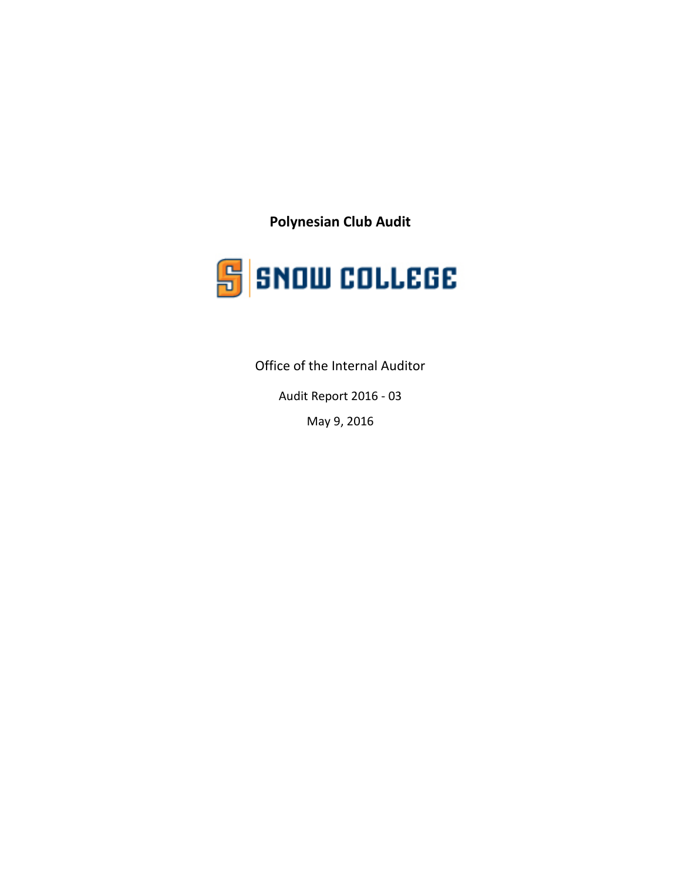# Polynesian Club Audit

SNOW COLLEGE

Office of the Internal Auditor

Audit Report 2016 - 03

May 9, 2016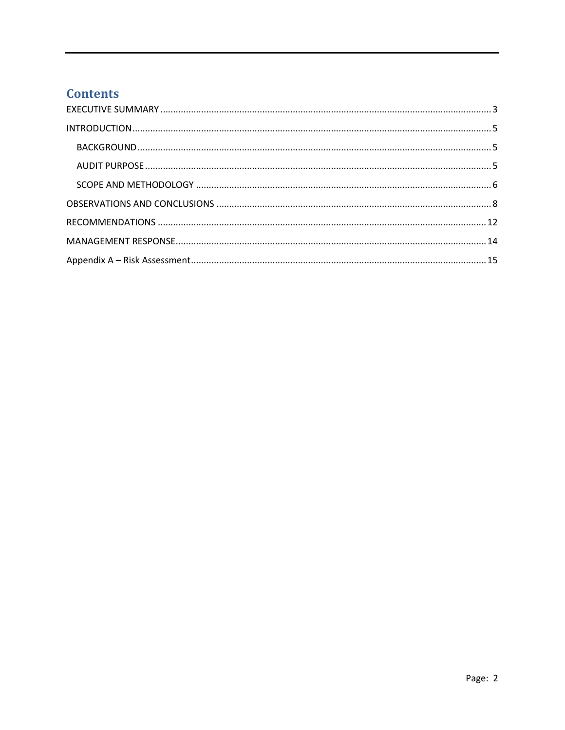# Contents

EXECUTIVE SUMMARY ..... 3

INTRODUCTION ..... 5

- BACKGROUND ..... 5
- AUDIT PURPOSE ..... 5
- SCOPE AND METHODOLOGY ..... 6

OBSERVATIONS AND CONCLUSIONS ..... 8

RECOMMENDATIONS ..... 12

MANAGEMENT RESPONSE ..... 14

Appendix A – Risk Assessment ..... 15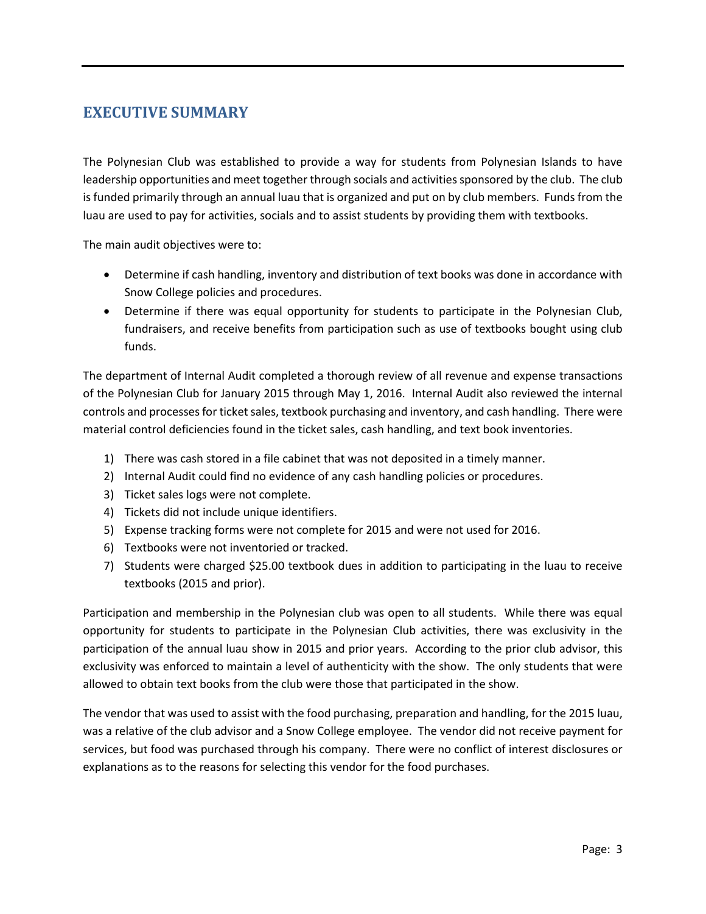# EXECUTIVE SUMMARY

The Polynesian Club was established to provide a way for students from Polynesian Islands to have leadership opportunities and meet together through socials and activities sponsored by the club. The club is funded primarily through an annual luau that is organized and put on by club members. Funds from the luau are used to pay for activities, socials and to assist students by providing them with textbooks.

The main audit objectives were to:

- Determine if cash handling, inventory and distribution of text books was done in accordance with Snow College policies and procedures.
- Determine if there was equal opportunity for students to participate in the Polynesian Club, fundraisers, and receive benefits from participation such as use of textbooks bought using club funds.

The department of Internal Audit completed a thorough review of all revenue and expense transactions of the Polynesian Club for January 2015 through May 1, 2016. Internal Audit also reviewed the internal controls and processes for ticket sales, textbook purchasing and inventory, and cash handling. There were material control deficiencies found in the ticket sales, cash handling, and text book inventories.

1) There was cash stored in a file cabinet that was not deposited in a timely manner.
2) Internal Audit could find no evidence of any cash handling policies or procedures.
3) Ticket sales logs were not complete.
4) Tickets did not include unique identifiers.
5) Expense tracking forms were not complete for 2015 and were not used for 2016.
6) Textbooks were not inventoried or tracked.
7) Students were charged $25.00 textbook dues in addition to participating in the luau to receive textbooks (2015 and prior).

Participation and membership in the Polynesian club was open to all students. While there was equal opportunity for students to participate in the Polynesian Club activities, there was exclusivity in the participation of the annual luau show in 2015 and prior years. According to the prior club advisor, this exclusivity was enforced to maintain a level of authenticity with the show. The only students that were allowed to obtain text books from the club were those that participated in the show.

The vendor that was used to assist with the food purchasing, preparation and handling, for the 2015 luau, was a relative of the club advisor and a Snow College employee. The vendor did not receive payment for services, but food was purchased through his company. There were no conflict of interest disclosures or explanations as to the reasons for selecting this vendor for the food purchases.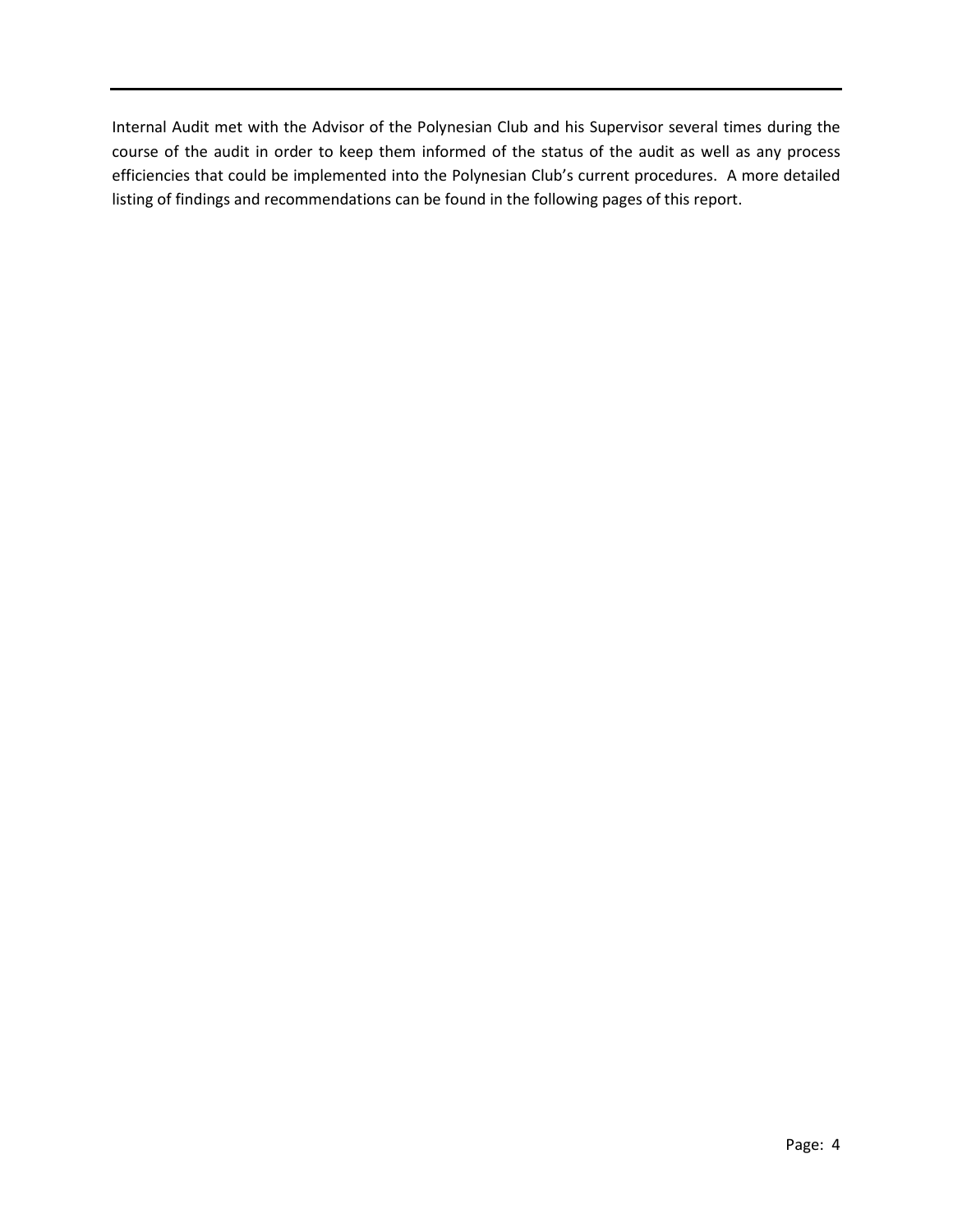Internal Audit met with the Advisor of the Polynesian Club and his Supervisor several times during the course of the audit in order to keep them informed of the status of the audit as well as any process efficiencies that could be implemented into the Polynesian Club's current procedures. A more detailed listing of findings and recommendations can be found in the following pages of this report.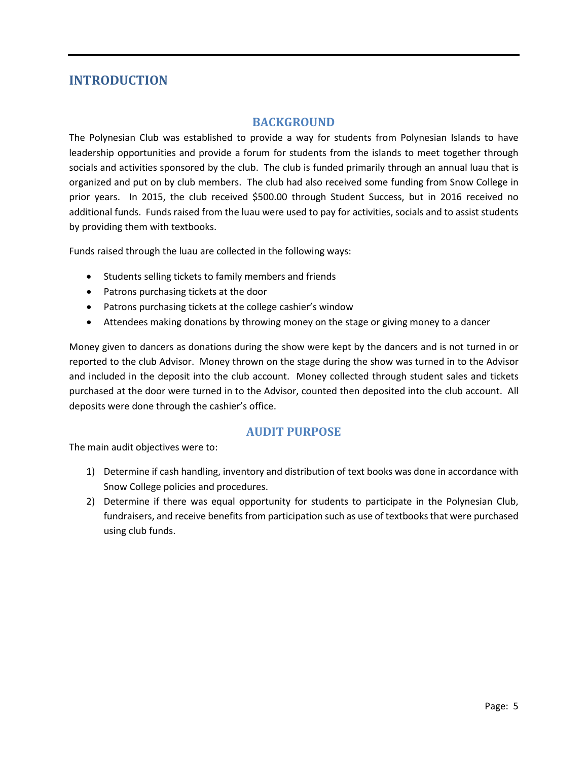# INTRODUCTION

## BACKGROUND

The Polynesian Club was established to provide a way for students from Polynesian Islands to have leadership opportunities and provide a forum for students from the islands to meet together through socials and activities sponsored by the club. The club is funded primarily through an annual luau that is organized and put on by club members. The club had also received some funding from Snow College in prior years. In 2015, the club received $500.00 through Student Success, but in 2016 received no additional funds. Funds raised from the luau were used to pay for activities, socials and to assist students by providing them with textbooks.

Funds raised through the luau are collected in the following ways:

- Students selling tickets to family members and friends
- Patrons purchasing tickets at the door
- Patrons purchasing tickets at the college cashier's window
- Attendees making donations by throwing money on the stage or giving money to a dancer

Money given to dancers as donations during the show were kept by the dancers and is not turned in or reported to the club Advisor. Money thrown on the stage during the show was turned in to the Advisor and included in the deposit into the club account. Money collected through student sales and tickets purchased at the door were turned in to the Advisor, counted then deposited into the club account. All deposits were done through the cashier's office.

## AUDIT PURPOSE

The main audit objectives were to:

1) Determine if cash handling, inventory and distribution of text books was done in accordance with Snow College policies and procedures.
2) Determine if there was equal opportunity for students to participate in the Polynesian Club, fundraisers, and receive benefits from participation such as use of textbooks that were purchased using club funds.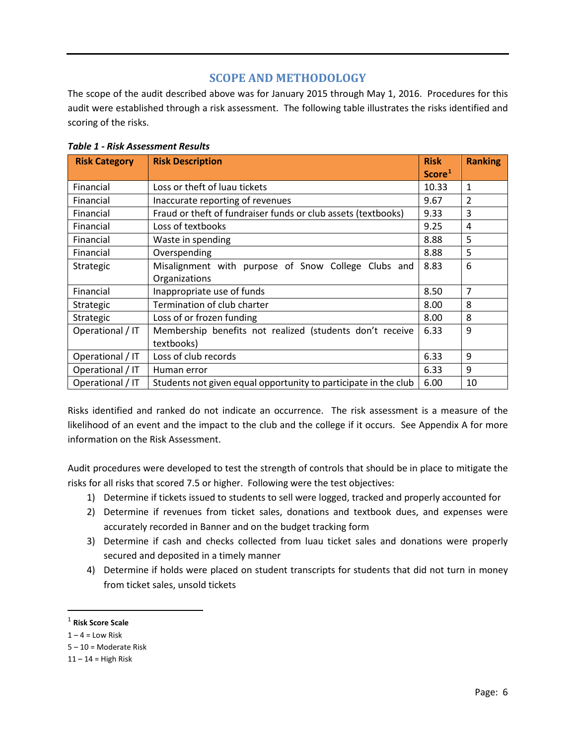## SCOPE AND METHODOLOGY

The scope of the audit described above was for January 2015 through May 1, 2016. Procedures for this audit were established through a risk assessment. The following table illustrates the risks identified and scoring of the risks.

***Table 1 - Risk Assessment Results***

| Risk Category | Risk Description | Risk Score[1] | Ranking |
|---|---|---|---|
| Financial | Loss or theft of luau tickets | 10.33 | 1 |
| Financial | Inaccurate reporting of revenues | 9.67 | 2 |
| Financial | Fraud or theft of fundraiser funds or club assets (textbooks) | 9.33 | 3 |
| Financial | Loss of textbooks | 9.25 | 4 |
| Financial | Waste in spending | 8.88 | 5 |
| Financial | Overspending | 8.88 | 5 |
| Strategic | Misalignment with purpose of Snow College Clubs and Organizations | 8.83 | 6 |
| Financial | Inappropriate use of funds | 8.50 | 7 |
| Strategic | Termination of club charter | 8.00 | 8 |
| Strategic | Loss of or frozen funding | 8.00 | 8 |
| Operational / IT | Membership benefits not realized (students don't receive textbooks) | 6.33 | 9 |
| Operational / IT | Loss of club records | 6.33 | 9 |
| Operational / IT | Human error | 6.33 | 9 |
| Operational / IT | Students not given equal opportunity to participate in the club | 6.00 | 10 |

Risks identified and ranked do not indicate an occurrence. The risk assessment is a measure of the likelihood of an event and the impact to the club and the college if it occurs. See Appendix A for more information on the Risk Assessment.

Audit procedures were developed to test the strength of controls that should be in place to mitigate the risks for all risks that scored 7.5 or higher. Following were the test objectives:

1) Determine if tickets issued to students to sell were logged, tracked and properly accounted for
2) Determine if revenues from ticket sales, donations and textbook dues, and expenses were accurately recorded in Banner and on the budget tracking form
3) Determine if cash and checks collected from luau ticket sales and donations were properly secured and deposited in a timely manner
4) Determine if holds were placed on student transcripts for students that did not turn in money from ticket sales, unsold tickets

---

[1] **Risk Score Scale**

1 – 4 = Low Risk

5 – 10 = Moderate Risk

11 – 14 = High Risk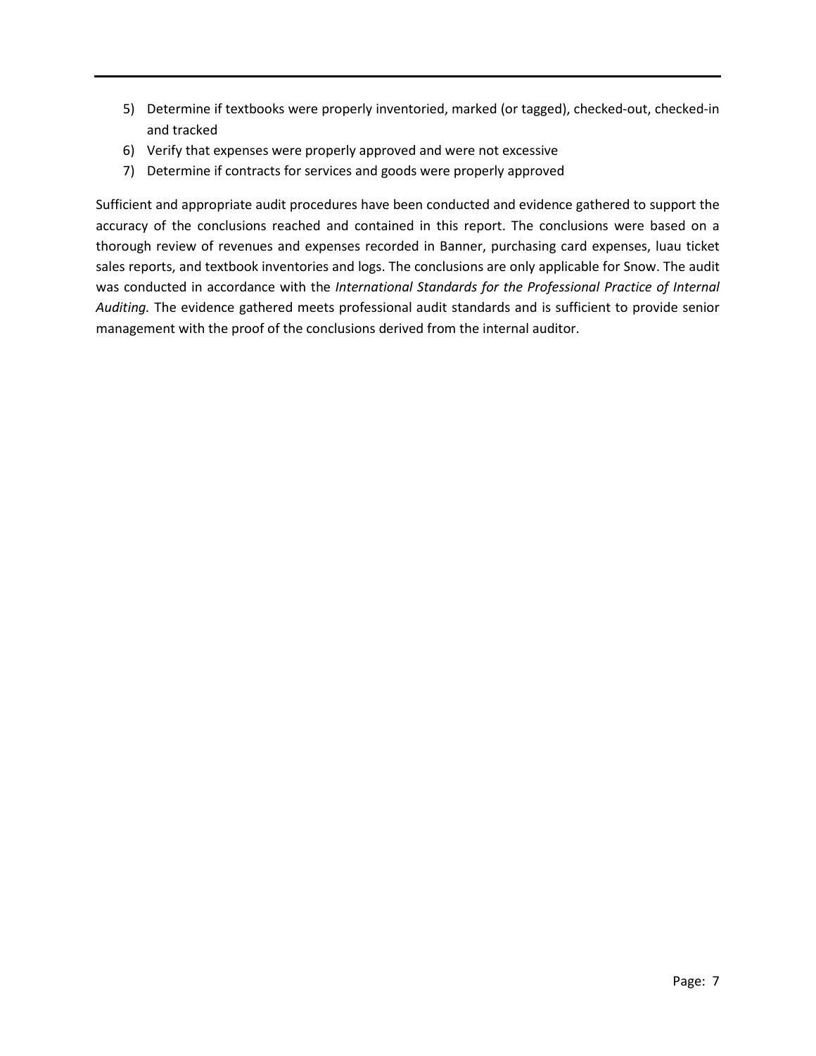5) Determine if textbooks were properly inventoried, marked (or tagged), checked-out, checked-in and tracked
6) Verify that expenses were properly approved and were not excessive
7) Determine if contracts for services and goods were properly approved

Sufficient and appropriate audit procedures have been conducted and evidence gathered to support the accuracy of the conclusions reached and contained in this report. The conclusions were based on a thorough review of revenues and expenses recorded in Banner, purchasing card expenses, luau ticket sales reports, and textbook inventories and logs. The conclusions are only applicable for Snow. The audit was conducted in accordance with the *International Standards for the Professional Practice of Internal Auditing.* The evidence gathered meets professional audit standards and is sufficient to provide senior management with the proof of the conclusions derived from the internal auditor.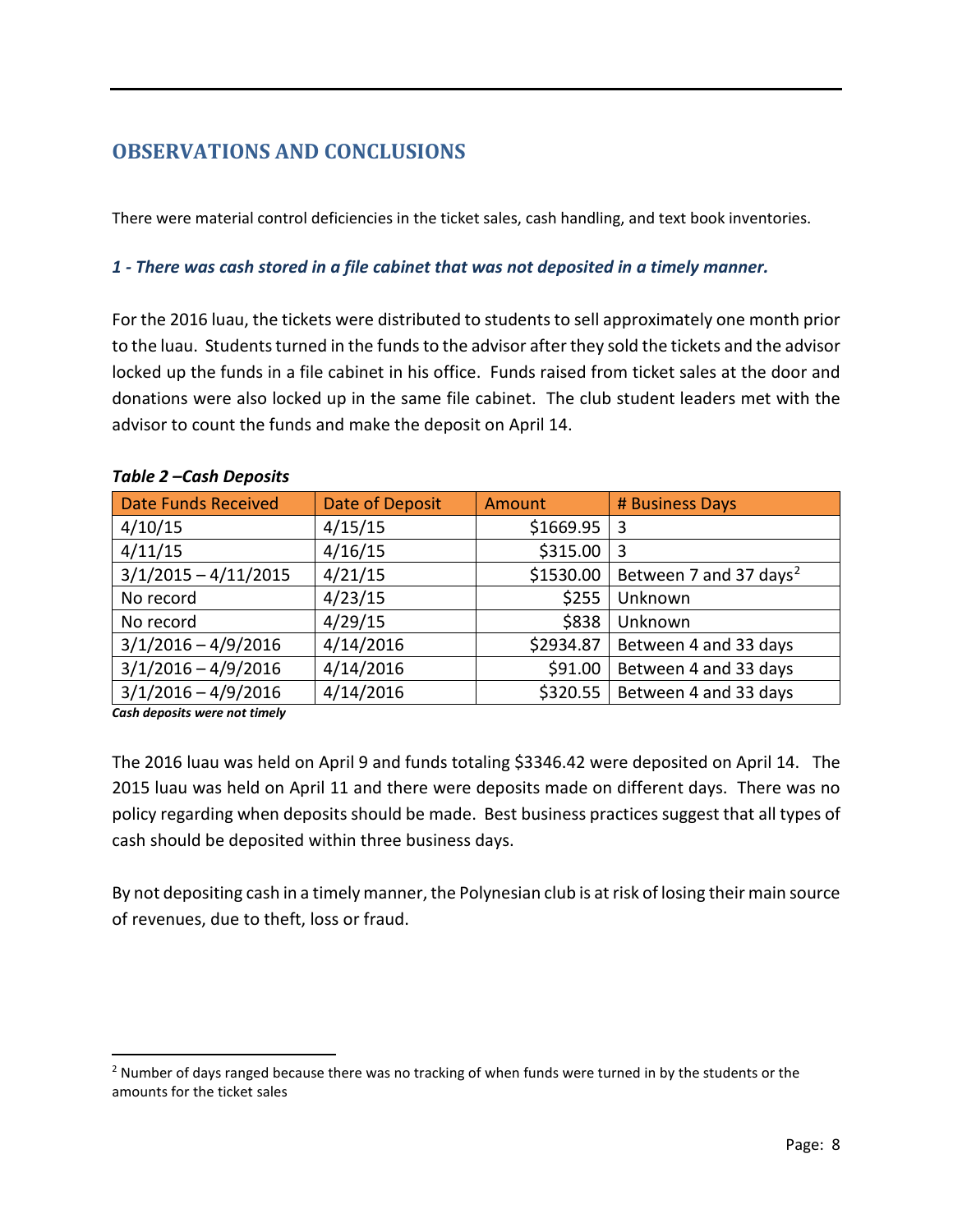## OBSERVATIONS AND CONCLUSIONS

There were material control deficiencies in the ticket sales, cash handling, and text book inventories.

### *1 - There was cash stored in a file cabinet that was not deposited in a timely manner.*

For the 2016 luau, the tickets were distributed to students to sell approximately one month prior to the luau. Students turned in the funds to the advisor after they sold the tickets and the advisor locked up the funds in a file cabinet in his office. Funds raised from ticket sales at the door and donations were also locked up in the same file cabinet. The club student leaders met with the advisor to count the funds and make the deposit on April 14.

***Table 2 –Cash Deposits***

| Date Funds Received | Date of Deposit | Amount | # Business Days |
|---|---|---:|---|
| 4/10/15 | 4/15/15 | $1669.95 | 3 |
| 4/11/15 | 4/16/15 | $315.00 | 3 |
| 3/1/2015 – 4/11/2015 | 4/21/15 | $1530.00 | Between 7 and 37 days[2] |
| No record | 4/23/15 | $255 | Unknown |
| No record | 4/29/15 | $838 | Unknown |
| 3/1/2016 – 4/9/2016 | 4/14/2016 | $2934.87 | Between 4 and 33 days |
| 3/1/2016 – 4/9/2016 | 4/14/2016 | $91.00 | Between 4 and 33 days |
| 3/1/2016 – 4/9/2016 | 4/14/2016 | $320.55 | Between 4 and 33 days |

***Cash deposits were not timely***

The 2016 luau was held on April 9 and funds totaling $3346.42 were deposited on April 14. The 2015 luau was held on April 11 and there were deposits made on different days. There was no policy regarding when deposits should be made. Best business practices suggest that all types of cash should be deposited within three business days.

By not depositing cash in a timely manner, the Polynesian club is at risk of losing their main source of revenues, due to theft, loss or fraud.

[2] Number of days ranged because there was no tracking of when funds were turned in by the students or the amounts for the ticket sales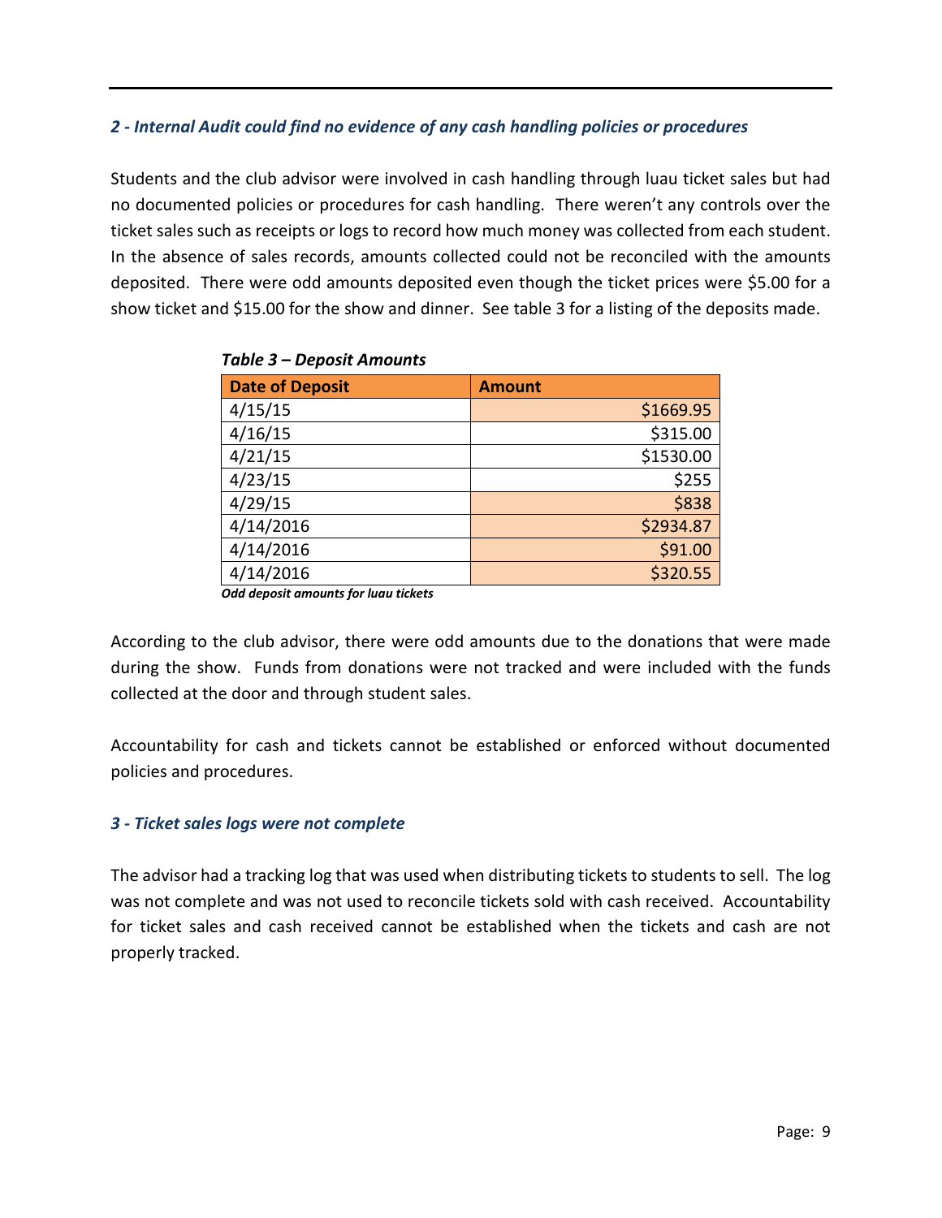### *2 - Internal Audit could find no evidence of any cash handling policies or procedures*

Students and the club advisor were involved in cash handling through luau ticket sales but had no documented policies or procedures for cash handling. There weren't any controls over the ticket sales such as receipts or logs to record how much money was collected from each student. In the absence of sales records, amounts collected could not be reconciled with the amounts deposited. There were odd amounts deposited even though the ticket prices were $5.00 for a show ticket and $15.00 for the show and dinner. See table 3 for a listing of the deposits made.

***Table 3 – Deposit Amounts***

| Date of Deposit | Amount |
|---|---|
| 4/15/15 | $1669.95 |
| 4/16/15 | $315.00 |
| 4/21/15 | $1530.00 |
| 4/23/15 | $255 |
| 4/29/15 | $838 |
| 4/14/2016 | $2934.87 |
| 4/14/2016 | $91.00 |
| 4/14/2016 | $320.55 |

***Odd deposit amounts for luau tickets***

According to the club advisor, there were odd amounts due to the donations that were made during the show. Funds from donations were not tracked and were included with the funds collected at the door and through student sales.

Accountability for cash and tickets cannot be established or enforced without documented policies and procedures.

### *3 - Ticket sales logs were not complete*

The advisor had a tracking log that was used when distributing tickets to students to sell. The log was not complete and was not used to reconcile tickets sold with cash received. Accountability for ticket sales and cash received cannot be established when the tickets and cash are not properly tracked.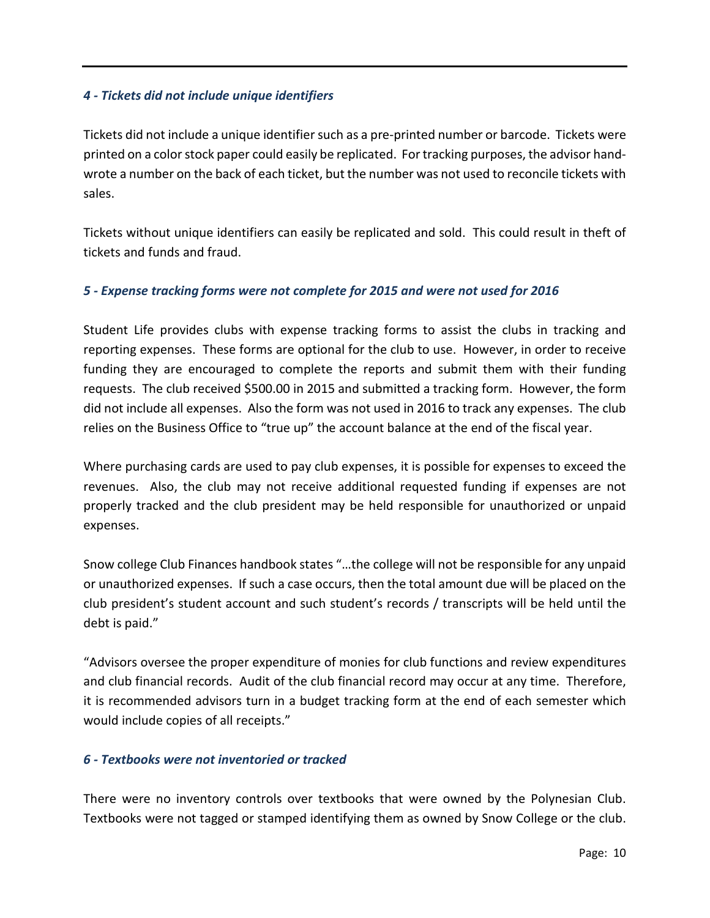### *4 - Tickets did not include unique identifiers*

Tickets did not include a unique identifier such as a pre-printed number or barcode. Tickets were printed on a color stock paper could easily be replicated. For tracking purposes, the advisor hand-wrote a number on the back of each ticket, but the number was not used to reconcile tickets with sales.

Tickets without unique identifiers can easily be replicated and sold. This could result in theft of tickets and funds and fraud.

### *5 - Expense tracking forms were not complete for 2015 and were not used for 2016*

Student Life provides clubs with expense tracking forms to assist the clubs in tracking and reporting expenses. These forms are optional for the club to use. However, in order to receive funding they are encouraged to complete the reports and submit them with their funding requests. The club received $500.00 in 2015 and submitted a tracking form. However, the form did not include all expenses. Also the form was not used in 2016 to track any expenses. The club relies on the Business Office to "true up" the account balance at the end of the fiscal year.

Where purchasing cards are used to pay club expenses, it is possible for expenses to exceed the revenues. Also, the club may not receive additional requested funding if expenses are not properly tracked and the club president may be held responsible for unauthorized or unpaid expenses.

Snow college Club Finances handbook states "…the college will not be responsible for any unpaid or unauthorized expenses. If such a case occurs, then the total amount due will be placed on the club president's student account and such student's records / transcripts will be held until the debt is paid."

"Advisors oversee the proper expenditure of monies for club functions and review expenditures and club financial records. Audit of the club financial record may occur at any time. Therefore, it is recommended advisors turn in a budget tracking form at the end of each semester which would include copies of all receipts."

### *6 - Textbooks were not inventoried or tracked*

There were no inventory controls over textbooks that were owned by the Polynesian Club. Textbooks were not tagged or stamped identifying them as owned by Snow College or the club.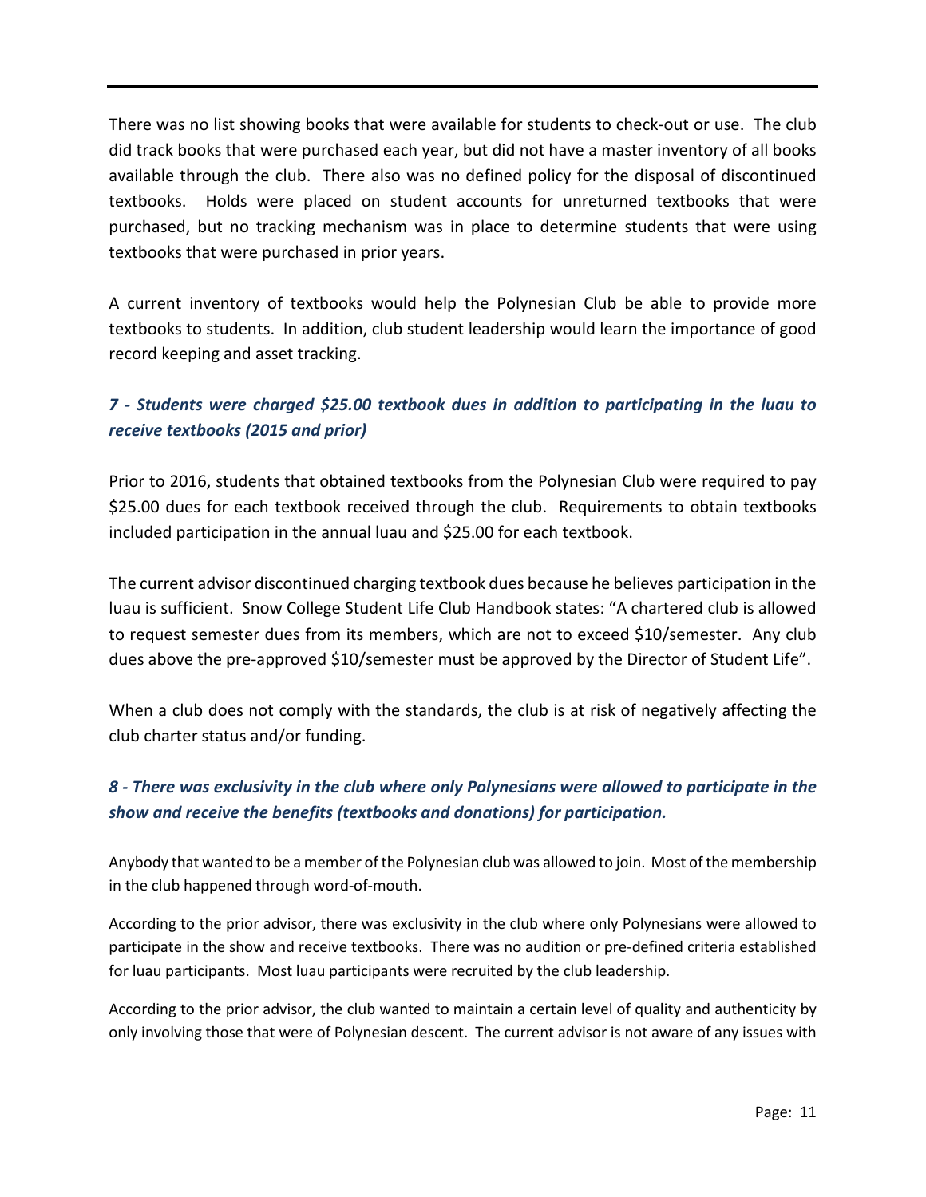There was no list showing books that were available for students to check-out or use. The club did track books that were purchased each year, but did not have a master inventory of all books available through the club. There also was no defined policy for the disposal of discontinued textbooks. Holds were placed on student accounts for unreturned textbooks that were purchased, but no tracking mechanism was in place to determine students that were using textbooks that were purchased in prior years.

A current inventory of textbooks would help the Polynesian Club be able to provide more textbooks to students. In addition, club student leadership would learn the importance of good record keeping and asset tracking.

### *7 - Students were charged $25.00 textbook dues in addition to participating in the luau to receive textbooks (2015 and prior)*

Prior to 2016, students that obtained textbooks from the Polynesian Club were required to pay $25.00 dues for each textbook received through the club. Requirements to obtain textbooks included participation in the annual luau and $25.00 for each textbook.

The current advisor discontinued charging textbook dues because he believes participation in the luau is sufficient. Snow College Student Life Club Handbook states: "A chartered club is allowed to request semester dues from its members, which are not to exceed $10/semester. Any club dues above the pre-approved $10/semester must be approved by the Director of Student Life".

When a club does not comply with the standards, the club is at risk of negatively affecting the club charter status and/or funding.

### *8 - There was exclusivity in the club where only Polynesians were allowed to participate in the show and receive the benefits (textbooks and donations) for participation.*

Anybody that wanted to be a member of the Polynesian club was allowed to join. Most of the membership in the club happened through word-of-mouth.

According to the prior advisor, there was exclusivity in the club where only Polynesians were allowed to participate in the show and receive textbooks. There was no audition or pre-defined criteria established for luau participants. Most luau participants were recruited by the club leadership.

According to the prior advisor, the club wanted to maintain a certain level of quality and authenticity by only involving those that were of Polynesian descent. The current advisor is not aware of any issues with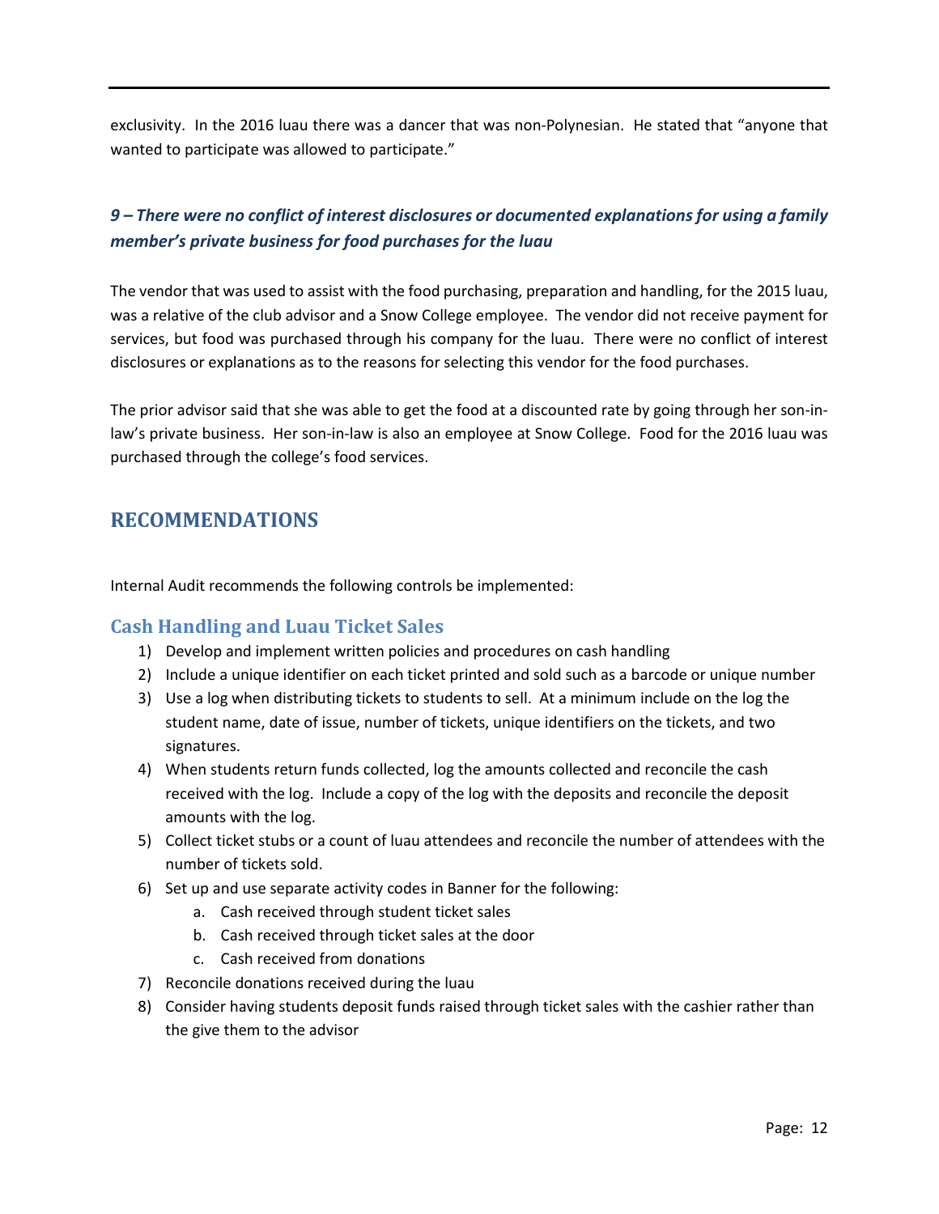exclusivity. In the 2016 luau there was a dancer that was non-Polynesian. He stated that "anyone that wanted to participate was allowed to participate."

### *9 – There were no conflict of interest disclosures or documented explanations for using a family member's private business for food purchases for the luau*

The vendor that was used to assist with the food purchasing, preparation and handling, for the 2015 luau, was a relative of the club advisor and a Snow College employee. The vendor did not receive payment for services, but food was purchased through his company for the luau. There were no conflict of interest disclosures or explanations as to the reasons for selecting this vendor for the food purchases.

The prior advisor said that she was able to get the food at a discounted rate by going through her son-in-law's private business. Her son-in-law is also an employee at Snow College. Food for the 2016 luau was purchased through the college's food services.

## RECOMMENDATIONS

Internal Audit recommends the following controls be implemented:

### Cash Handling and Luau Ticket Sales

1) Develop and implement written policies and procedures on cash handling
2) Include a unique identifier on each ticket printed and sold such as a barcode or unique number
3) Use a log when distributing tickets to students to sell. At a minimum include on the log the student name, date of issue, number of tickets, unique identifiers on the tickets, and two signatures.
4) When students return funds collected, log the amounts collected and reconcile the cash received with the log. Include a copy of the log with the deposits and reconcile the deposit amounts with the log.
5) Collect ticket stubs or a count of luau attendees and reconcile the number of attendees with the number of tickets sold.
6) Set up and use separate activity codes in Banner for the following:
   a. Cash received through student ticket sales
   b. Cash received through ticket sales at the door
   c. Cash received from donations
7) Reconcile donations received during the luau
8) Consider having students deposit funds raised through ticket sales with the cashier rather than the give them to the advisor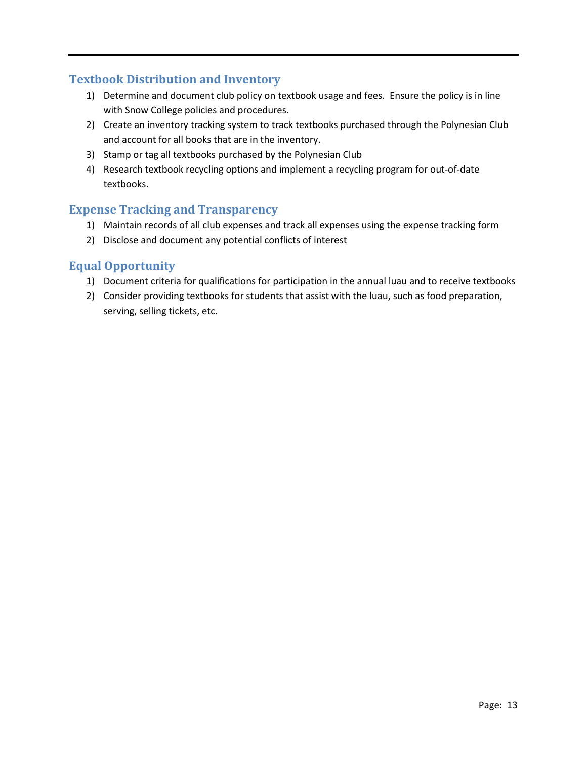## Textbook Distribution and Inventory

1) Determine and document club policy on textbook usage and fees. Ensure the policy is in line with Snow College policies and procedures.
2) Create an inventory tracking system to track textbooks purchased through the Polynesian Club and account for all books that are in the inventory.
3) Stamp or tag all textbooks purchased by the Polynesian Club
4) Research textbook recycling options and implement a recycling program for out-of-date textbooks.

## Expense Tracking and Transparency

1) Maintain records of all club expenses and track all expenses using the expense tracking form
2) Disclose and document any potential conflicts of interest

## Equal Opportunity

1) Document criteria for qualifications for participation in the annual luau and to receive textbooks
2) Consider providing textbooks for students that assist with the luau, such as food preparation, serving, selling tickets, etc.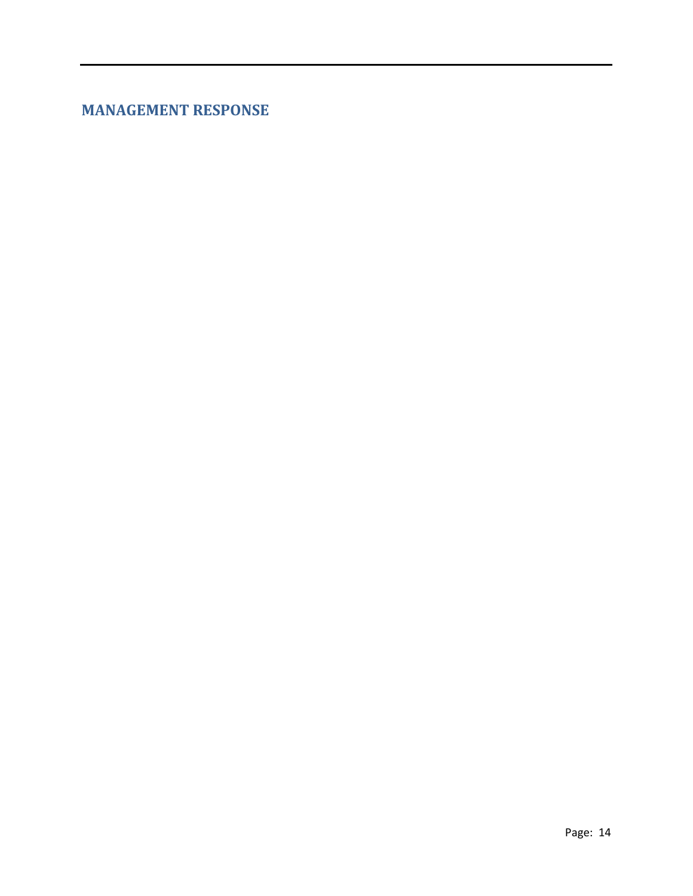## MANAGEMENT RESPONSE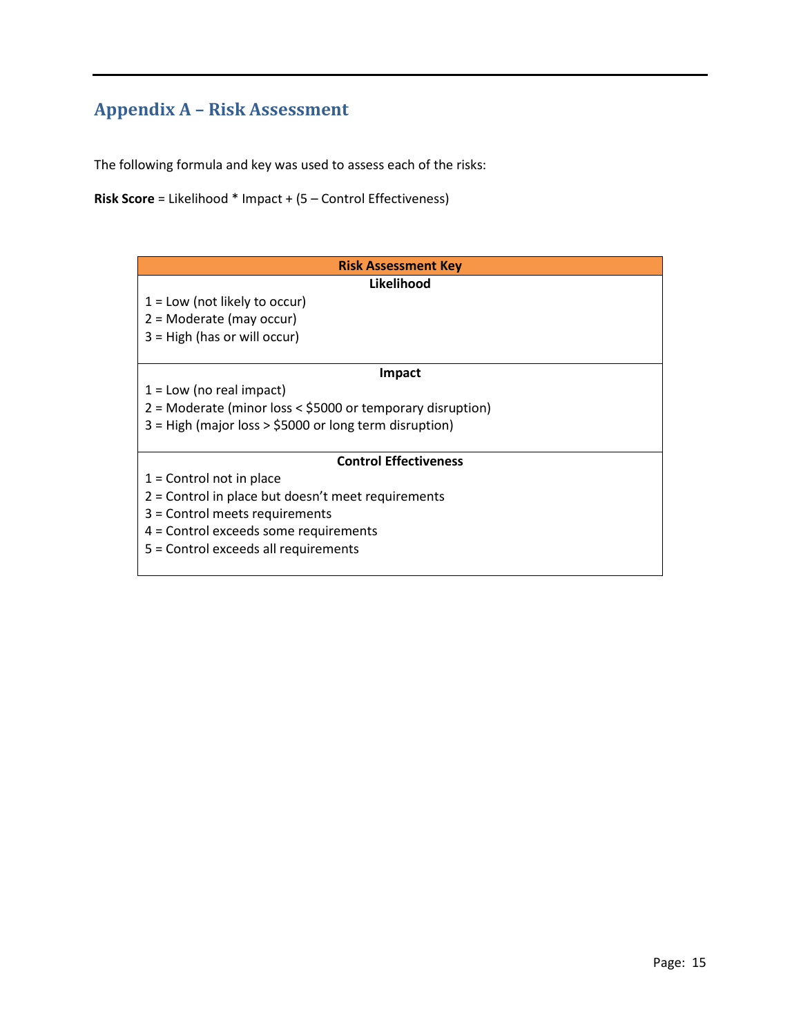## Appendix A – Risk Assessment

The following formula and key was used to assess each of the risks:

**Risk Score** = Likelihood * Impact + (5 – Control Effectiveness)

| **Risk Assessment Key** |
|---|
| **Likelihood** |
| 1 = Low (not likely to occur)<br>2 = Moderate (may occur)<br>3 = High (has or will occur) |
| **Impact** |
| 1 = Low (no real impact)<br>2 = Moderate (minor loss < $5000 or temporary disruption)<br>3 = High (major loss > $5000 or long term disruption) |
| **Control Effectiveness** |
| 1 = Control not in place<br>2 = Control in place but doesn't meet requirements<br>3 = Control meets requirements<br>4 = Control exceeds some requirements<br>5 = Control exceeds all requirements |